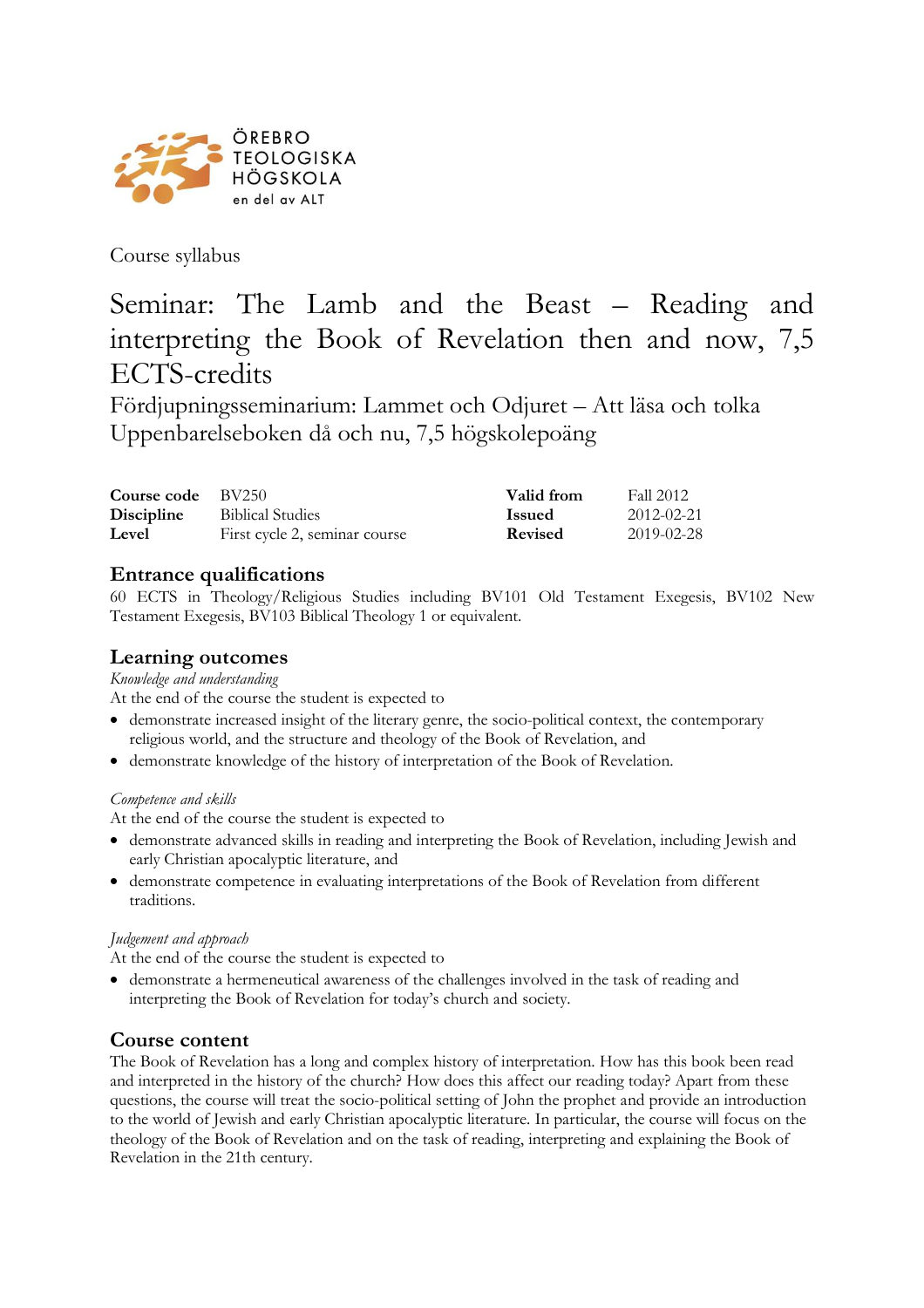ÖREBRO TEOLOGISKA HÖGSKOLA
en del av ALT

Course syllabus

# Seminar: The Lamb and the Beast – Reading and interpreting the Book of Revelation then and now, 7,5 ECTS-credits

Fördjupningsseminarium: Lammet och Odjuret – Att läsa och tolka Uppenbarelseboken då och nu, 7,5 högskolepoäng

| | | | |
|---|---|---|---|
| **Course code** | BV250 | **Valid from** | Fall 2012 |
| **Discipline** | Biblical Studies | **Issued** | 2012-02-21 |
| **Level** | First cycle 2, seminar course | **Revised** | 2019-02-28 |

## Entrance qualifications

60 ECTS in Theology/Religious Studies including BV101 Old Testament Exegesis, BV102 New Testament Exegesis, BV103 Biblical Theology 1 or equivalent.

## Learning outcomes

*Knowledge and understanding*

At the end of the course the student is expected to

- demonstrate increased insight of the literary genre, the socio-political context, the contemporary religious world, and the structure and theology of the Book of Revelation, and
- demonstrate knowledge of the history of interpretation of the Book of Revelation.

*Competence and skills*

At the end of the course the student is expected to

- demonstrate advanced skills in reading and interpreting the Book of Revelation, including Jewish and early Christian apocalyptic literature, and
- demonstrate competence in evaluating interpretations of the Book of Revelation from different traditions.

*Judgement and approach*

At the end of the course the student is expected to

- demonstrate a hermeneutical awareness of the challenges involved in the task of reading and interpreting the Book of Revelation for today's church and society.

## Course content

The Book of Revelation has a long and complex history of interpretation. How has this book been read and interpreted in the history of the church? How does this affect our reading today? Apart from these questions, the course will treat the socio-political setting of John the prophet and provide an introduction to the world of Jewish and early Christian apocalyptic literature. In particular, the course will focus on the theology of the Book of Revelation and on the task of reading, interpreting and explaining the Book of Revelation in the 21th century.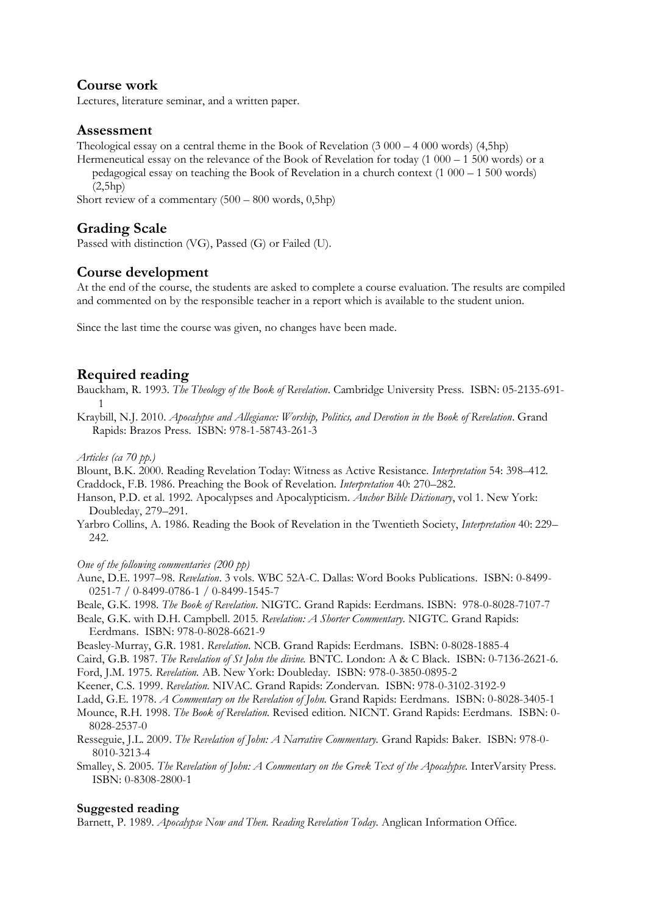## Course work

Lectures, literature seminar, and a written paper.

## Assessment

Theological essay on a central theme in the Book of Revelation (3 000 – 4 000 words) (4,5hp)

Hermeneutical essay on the relevance of the Book of Revelation for today (1 000 – 1 500 words) or a pedagogical essay on teaching the Book of Revelation in a church context (1 000 – 1 500 words) (2,5hp)

Short review of a commentary (500 – 800 words, 0,5hp)

## Grading Scale

Passed with distinction (VG), Passed (G) or Failed (U).

## Course development

At the end of the course, the students are asked to complete a course evaluation. The results are compiled and commented on by the responsible teacher in a report which is available to the student union.

Since the last time the course was given, no changes have been made.

## Required reading

Bauckham, R. 1993. *The Theology of the Book of Revelation*. Cambridge University Press. ISBN: 05-2135-691-1

Kraybill, N.J. 2010. *Apocalypse and Allegiance: Worship, Politics, and Devotion in the Book of Revelation*. Grand Rapids: Brazos Press. ISBN: 978-1-58743-261-3

*Articles (ca 70 pp.)*

Blount, B.K. 2000. Reading Revelation Today: Witness as Active Resistance. *Interpretation* 54: 398–412.

Craddock, F.B. 1986. Preaching the Book of Revelation. *Interpretation* 40: 270–282.

Hanson, P.D. et al. 1992. Apocalypses and Apocalypticism. *Anchor Bible Dictionary*, vol 1. New York: Doubleday, 279–291.

Yarbro Collins, A. 1986. Reading the Book of Revelation in the Twentieth Society, *Interpretation* 40: 229–242.

*One of the following commentaries (200 pp)*

Aune, D.E. 1997–98. *Revelation*. 3 vols. WBC 52A-C. Dallas: Word Books Publications. ISBN: 0-8499-0251-7 / 0-8499-0786-1 / 0-8499-1545-7

Beale, G.K. 1998. *The Book of Revelation*. NIGTC. Grand Rapids: Eerdmans. ISBN: 978-0-8028-7107-7

Beale, G.K. with D.H. Campbell. 2015. *Revelation: A Shorter Commentary.* NIGTC. Grand Rapids: Eerdmans. ISBN: 978-0-8028-6621-9

Beasley-Murray, G.R. 1981. *Revelation*. NCB. Grand Rapids: Eerdmans. ISBN: 0-8028-1885-4

Caird, G.B. 1987. *The Revelation of St John the divine.* BNTC. London: A & C Black. ISBN: 0-7136-2621-6.

Ford, J.M. 1975. *Revelation.* AB. New York: Doubleday. ISBN: 978-0-3850-0895-2

Keener, C.S. 1999. *Revelation.* NIVAC. Grand Rapids: Zondervan. ISBN: 978-0-3102-3192-9

Ladd, G.E. 1978. *A Commentary on the Revelation of John.* Grand Rapids: Eerdmans. ISBN: 0-8028-3405-1

Mounce, R.H. 1998. *The Book of Revelation.* Revised edition. NICNT. Grand Rapids: Eerdmans. ISBN: 0-8028-2537-0

Resseguie, J.L. 2009. *The Revelation of John: A Narrative Commentary.* Grand Rapids: Baker. ISBN: 978-0-8010-3213-4

Smalley, S. 2005. *The Revelation of John: A Commentary on the Greek Text of the Apocalypse.* InterVarsity Press. ISBN: 0-8308-2800-1

### Suggested reading

Barnett, P. 1989. *Apocalypse Now and Then. Reading Revelation Today.* Anglican Information Office.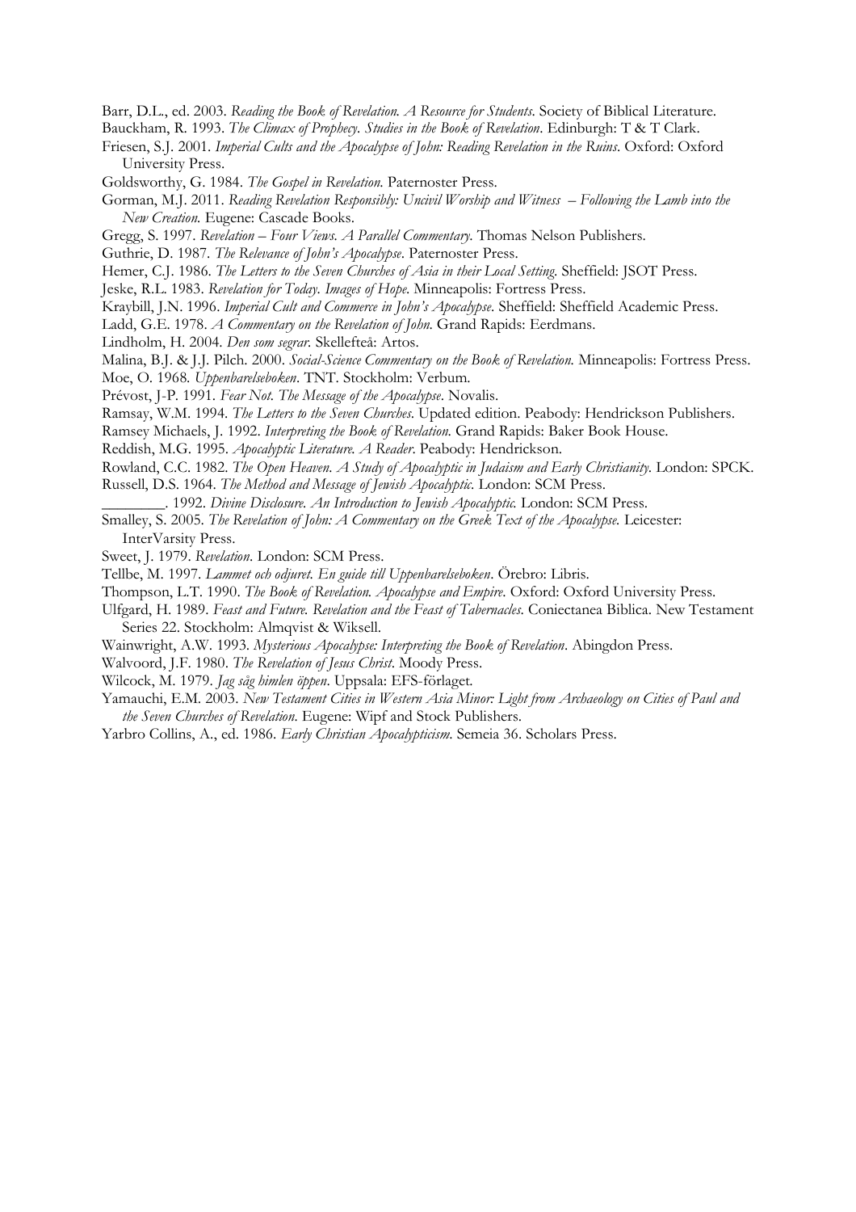Barr, D.L., ed. 2003. *Reading the Book of Revelation. A Resource for Students*. Society of Biblical Literature.

Bauckham, R. 1993. *The Climax of Prophecy. Studies in the Book of Revelation*. Edinburgh: T & T Clark.

Friesen, S.J. 2001. *Imperial Cults and the Apocalypse of John: Reading Revelation in the Ruins*. Oxford: Oxford University Press.

Goldsworthy, G. 1984. *The Gospel in Revelation.* Paternoster Press.

Gorman, M.J. 2011. *Reading Revelation Responsibly: Uncivil Worship and Witness – Following the Lamb into the New Creation.* Eugene: Cascade Books.

Gregg, S. 1997. *Revelation – Four Views. A Parallel Commentary.* Thomas Nelson Publishers.

Guthrie, D. 1987. *The Relevance of John's Apocalypse*. Paternoster Press.

Hemer, C.J. 1986. *The Letters to the Seven Churches of Asia in their Local Setting.* Sheffield: JSOT Press.

Jeske, R.L. 1983. *Revelation for Today. Images of Hope.* Minneapolis: Fortress Press.

Kraybill, J.N. 1996. *Imperial Cult and Commerce in John's Apocalypse*. Sheffield: Sheffield Academic Press.

Ladd, G.E. 1978. *A Commentary on the Revelation of John.* Grand Rapids: Eerdmans.

Lindholm, H. 2004. *Den som segrar.* Skellefteå: Artos.

Malina, B.J. & J.J. Pilch. 2000. *Social-Science Commentary on the Book of Revelation.* Minneapolis: Fortress Press.

Moe, O. 1968. *Uppenbarelseboken*. TNT. Stockholm: Verbum.

Prévost, J-P. 1991. *Fear Not. The Message of the Apocalypse*. Novalis.

Ramsay, W.M. 1994. *The Letters to the Seven Churches.* Updated edition. Peabody: Hendrickson Publishers.

Ramsey Michaels, J. 1992. *Interpreting the Book of Revelation.* Grand Rapids: Baker Book House.

Reddish, M.G. 1995. *Apocalyptic Literature. A Reader*. Peabody: Hendrickson.

Rowland, C.C. 1982. *The Open Heaven. A Study of Apocalyptic in Judaism and Early Christianity.* London: SPCK.

Russell, D.S. 1964. *The Method and Message of Jewish Apocalyptic.* London: SCM Press.

________. 1992. *Divine Disclosure. An Introduction to Jewish Apocalyptic.* London: SCM Press.

Smalley, S. 2005. *The Revelation of John: A Commentary on the Greek Text of the Apocalypse.* Leicester: InterVarsity Press.

Sweet, J. 1979. *Revelation*. London: SCM Press.

Tellbe, M. 1997. *Lammet och odjuret. En guide till Uppenbarelseboken*. Örebro: Libris.

Thompson, L.T. 1990. *The Book of Revelation. Apocalypse and Empire*. Oxford: Oxford University Press.

Ulfgard, H. 1989. *Feast and Future. Revelation and the Feast of Tabernacles.* Coniectanea Biblica. New Testament Series 22. Stockholm: Almqvist & Wiksell.

Wainwright, A.W. 1993. *Mysterious Apocalypse: Interpreting the Book of Revelation*. Abingdon Press.

Walvoord, J.F. 1980. *The Revelation of Jesus Christ*. Moody Press.

Wilcock, M. 1979. *Jag såg himlen öppen*. Uppsala: EFS-förlaget.

Yamauchi, E.M. 2003. *New Testament Cities in Western Asia Minor: Light from Archaeology on Cities of Paul and the Seven Churches of Revelation.* Eugene: Wipf and Stock Publishers.

Yarbro Collins, A., ed. 1986. *Early Christian Apocalypticism*. Semeia 36. Scholars Press.